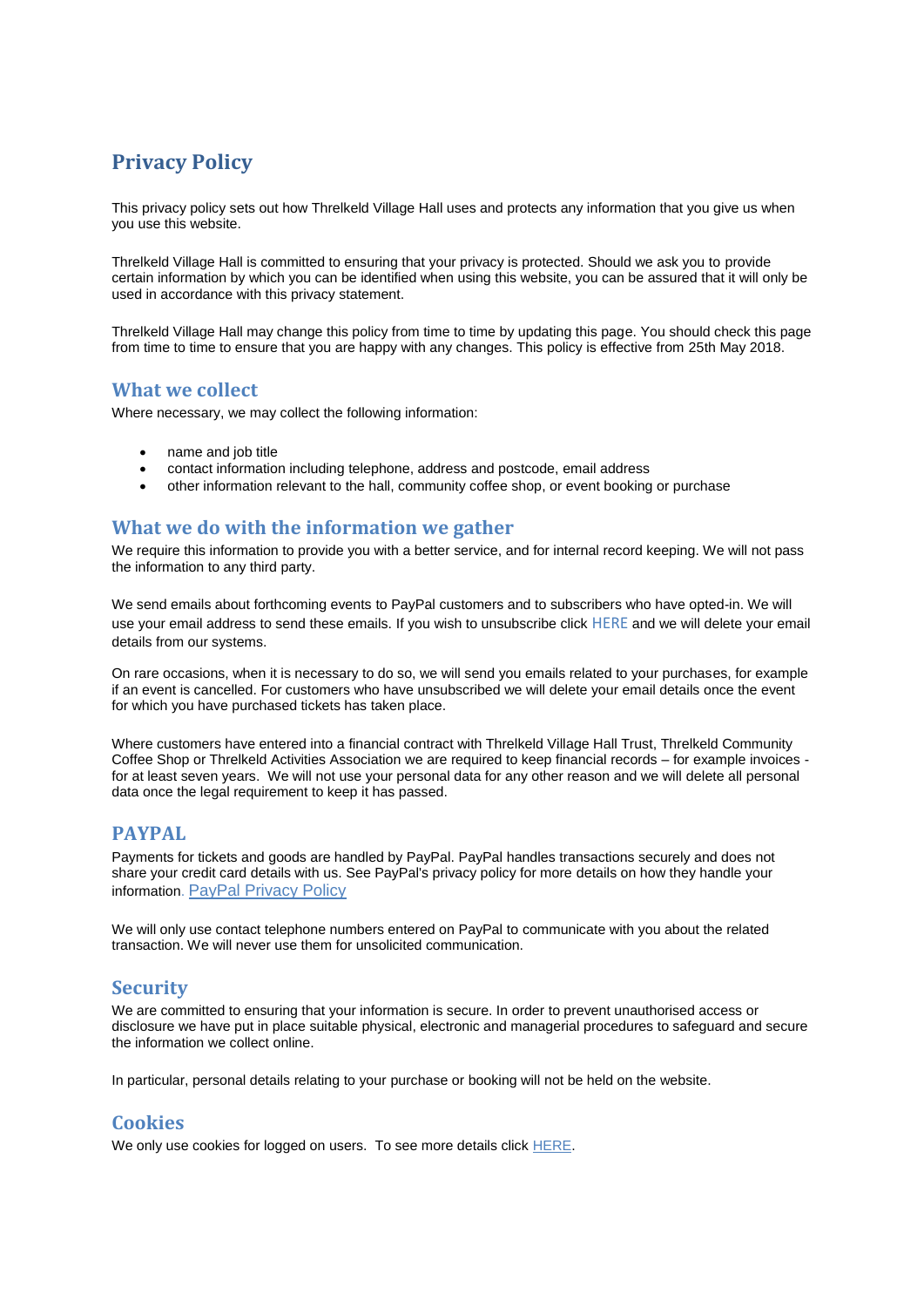# Privacy Policy

This privacy policy sets out how Threlkeld Village Hall uses and protects any information that you give us when you use this website.

Threlkeld Village Hall is committed to ensuring that your privacy is protected. Should we ask you to provide certain information by which you can be identified when using this website, you can be assured that it will only be used in accordance with this privacy statement.

Threlkeld Village Hall may change this policy from time to time by updating this page. You should check this page from time to time to ensure that you are happy with any changes. This policy is effective from 25th May 2018.

## What we collect

Where necessary, we may collect the following information:

- name and job title
- contact information including telephone, address and postcode, email address
- other information relevant to the hall, community coffee shop, or event booking or purchase

## What we do with the information we gather

We require this information to provide you with a better service, and for internal record keeping. We will not pass the information to any third party.

We send emails about forthcoming events to PayPal customers and to subscribers who have opted-in. We will use your email address to send these emails. If you wish to unsubscribe click HERE and we will delete your email details from our systems.

On rare occasions, when it is necessary to do so, we will send you emails related to your purchases, for example if an event is cancelled. For customers who have unsubscribed we will delete your email details once the event for which you have purchased tickets has taken place.

Where customers have entered into a financial contract with Threlkeld Village Hall Trust, Threlkeld Community Coffee Shop or Threlkeld Activities Association we are required to keep financial records – for example invoices - for at least seven years. We will not use your personal data for any other reason and we will delete all personal data once the legal requirement to keep it has passed.

## PAYPAL

Payments for tickets and goods are handled by PayPal. PayPal handles transactions securely and does not share your credit card details with us. See PayPal's privacy policy for more details on how they handle your information. PayPal Privacy Policy

We will only use contact telephone numbers entered on PayPal to communicate with you about the related transaction. We will never use them for unsolicited communication.

## Security

We are committed to ensuring that your information is secure. In order to prevent unauthorised access or disclosure we have put in place suitable physical, electronic and managerial procedures to safeguard and secure the information we collect online.

In particular, personal details relating to your purchase or booking will not be held on the website.

## Cookies

We only use cookies for logged on users. To see more details click HERE.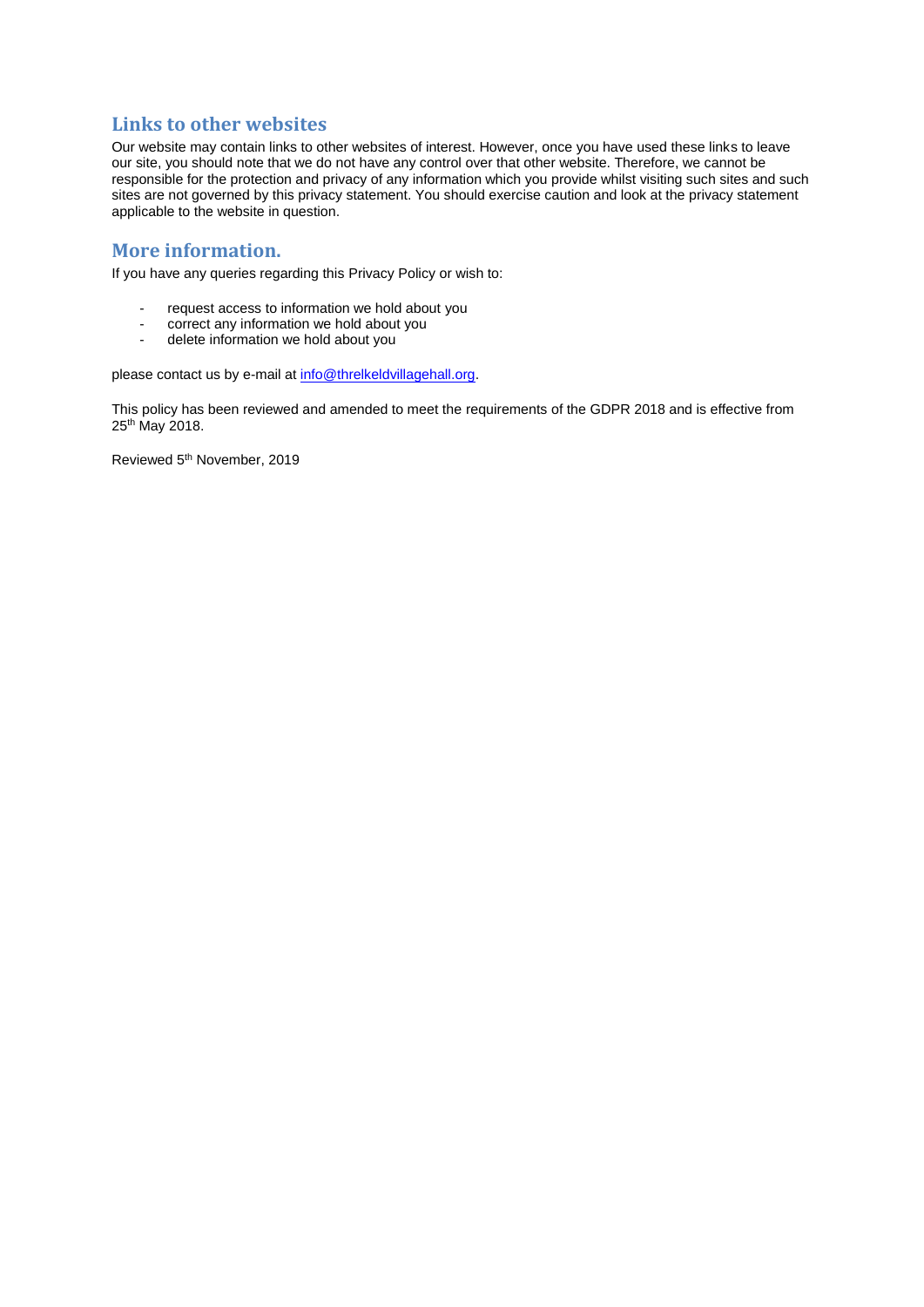## Links to other websites

Our website may contain links to other websites of interest. However, once you have used these links to leave our site, you should note that we do not have any control over that other website. Therefore, we cannot be responsible for the protection and privacy of any information which you provide whilst visiting such sites and such sites are not governed by this privacy statement. You should exercise caution and look at the privacy statement applicable to the website in question.

## More information.

If you have any queries regarding this Privacy Policy or wish to:

- request access to information we hold about you
- correct any information we hold about you
- delete information we hold about you

please contact us by e-mail at info@threlkeldvillagehall.org.

This policy has been reviewed and amended to meet the requirements of the GDPR 2018 and is effective from 25th May 2018.

Reviewed 5th November, 2019